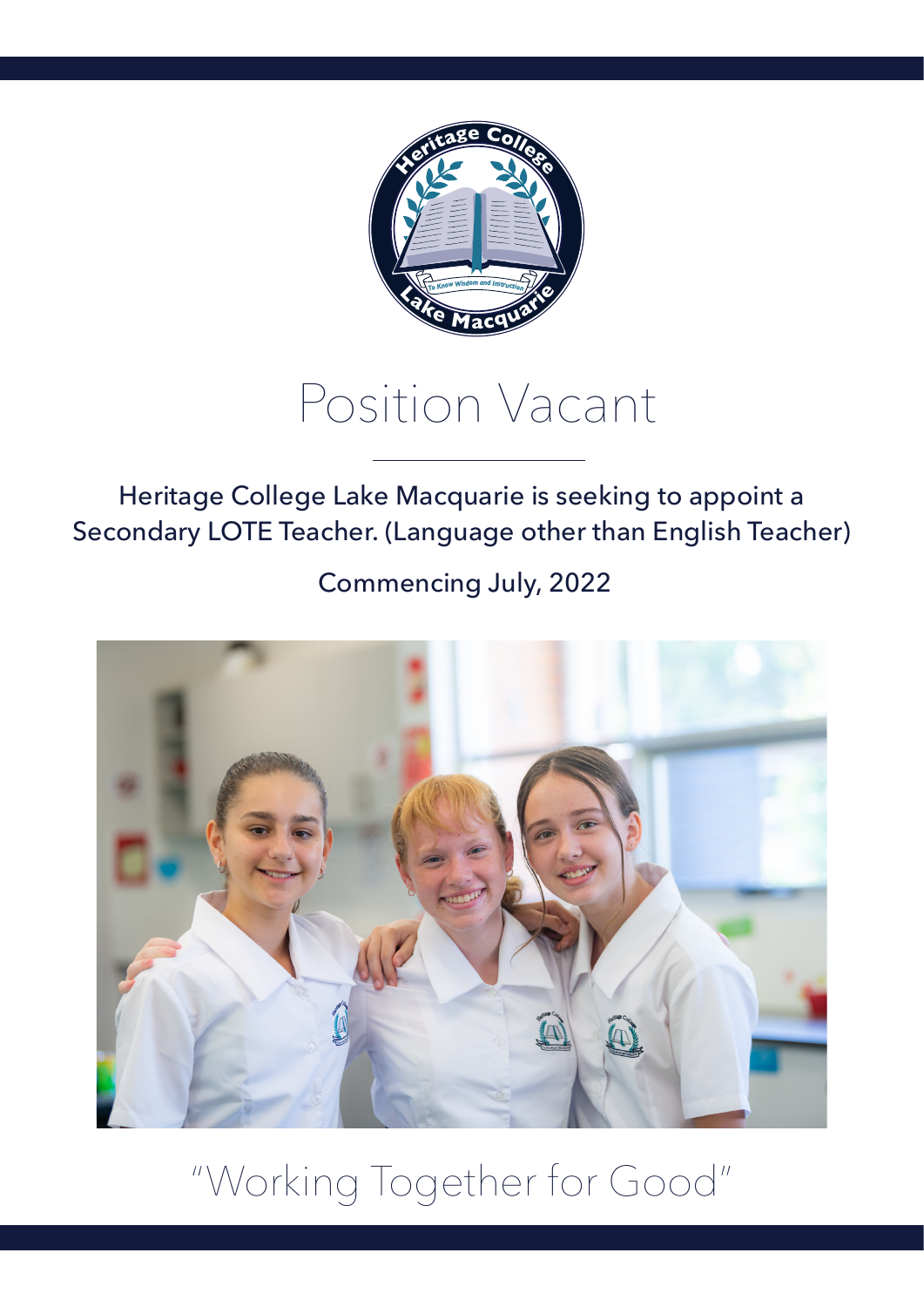# Position Vacant

Heritage College Lake Macquarie is seeking to appoint a Secondary LOTE Teacher. (Language other than English Teacher)

Commencing July, 2022

"Working Together for Good"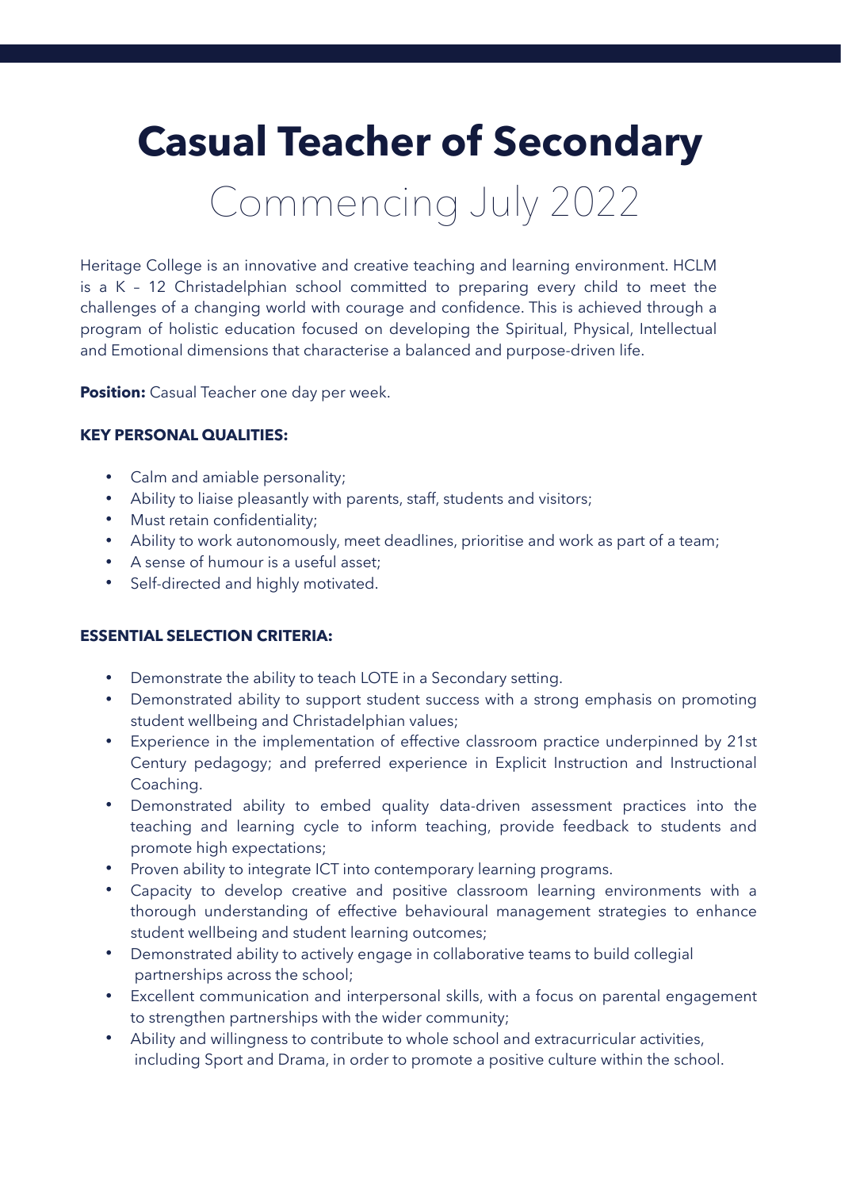# Casual Teacher of Secondary

## Commencing July 2022

Heritage College is an innovative and creative teaching and learning environment. HCLM is a K – 12 Christadelphian school committed to preparing every child to meet the challenges of a changing world with courage and confidence. This is achieved through a program of holistic education focused on developing the Spiritual, Physical, Intellectual and Emotional dimensions that characterise a balanced and purpose-driven life.

**Position:** Casual Teacher one day per week.

**KEY PERSONAL QUALITIES:**

- Calm and amiable personality;
- Ability to liaise pleasantly with parents, staff, students and visitors;
- Must retain confidentiality;
- Ability to work autonomously, meet deadlines, prioritise and work as part of a team;
- A sense of humour is a useful asset;
- Self-directed and highly motivated.

**ESSENTIAL SELECTION CRITERIA:**

- Demonstrate the ability to teach LOTE in a Secondary setting.
- Demonstrated ability to support student success with a strong emphasis on promoting student wellbeing and Christadelphian values;
- Experience in the implementation of effective classroom practice underpinned by 21st Century pedagogy; and preferred experience in Explicit Instruction and Instructional Coaching.
- Demonstrated ability to embed quality data-driven assessment practices into the teaching and learning cycle to inform teaching, provide feedback to students and promote high expectations;
- Proven ability to integrate ICT into contemporary learning programs.
- Capacity to develop creative and positive classroom learning environments with a thorough understanding of effective behavioural management strategies to enhance student wellbeing and student learning outcomes;
- Demonstrated ability to actively engage in collaborative teams to build collegial partnerships across the school;
- Excellent communication and interpersonal skills, with a focus on parental engagement to strengthen partnerships with the wider community;
- Ability and willingness to contribute to whole school and extracurricular activities, including Sport and Drama, in order to promote a positive culture within the school.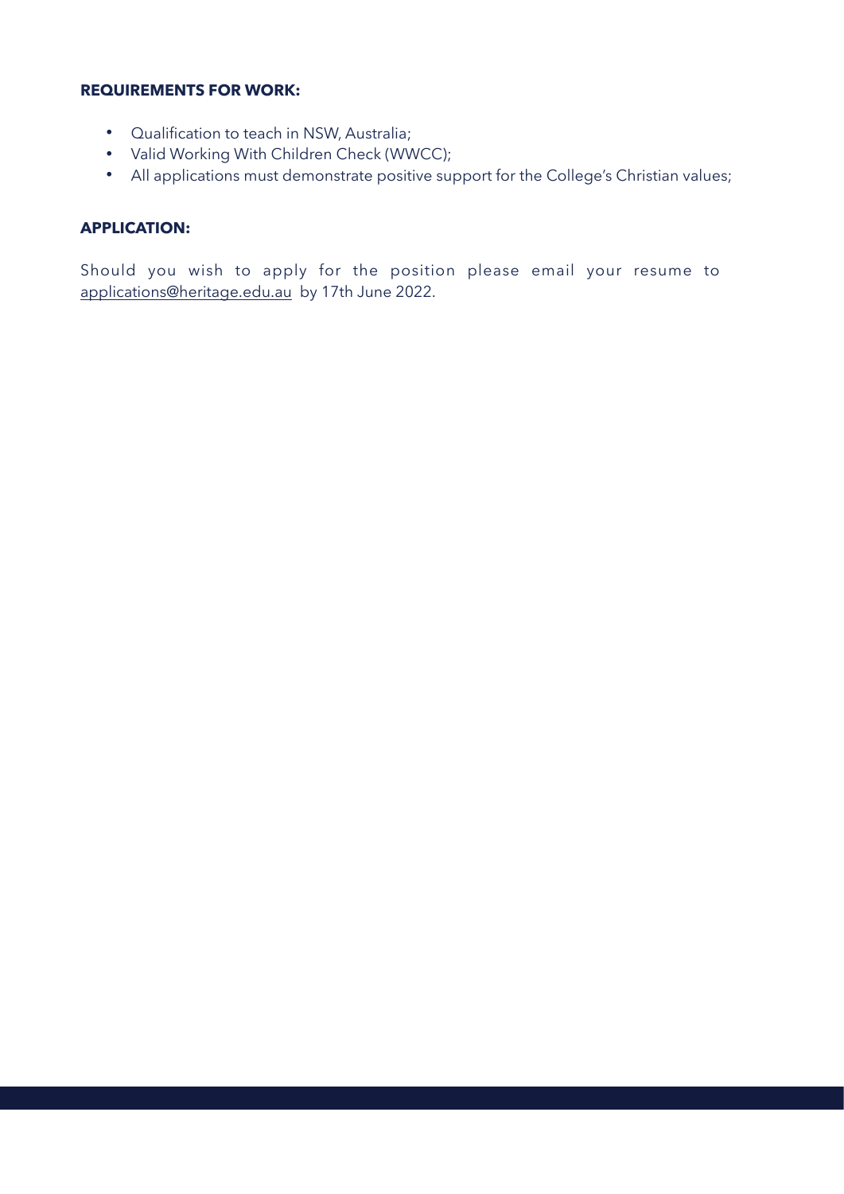**REQUIREMENTS FOR WORK:**

- Qualification to teach in NSW, Australia;
- Valid Working With Children Check (WWCC);
- All applications must demonstrate positive support for the College's Christian values;

**APPLICATION:**

Should you wish to apply for the position please email your resume to applications@heritage.edu.au by 17th June 2022.